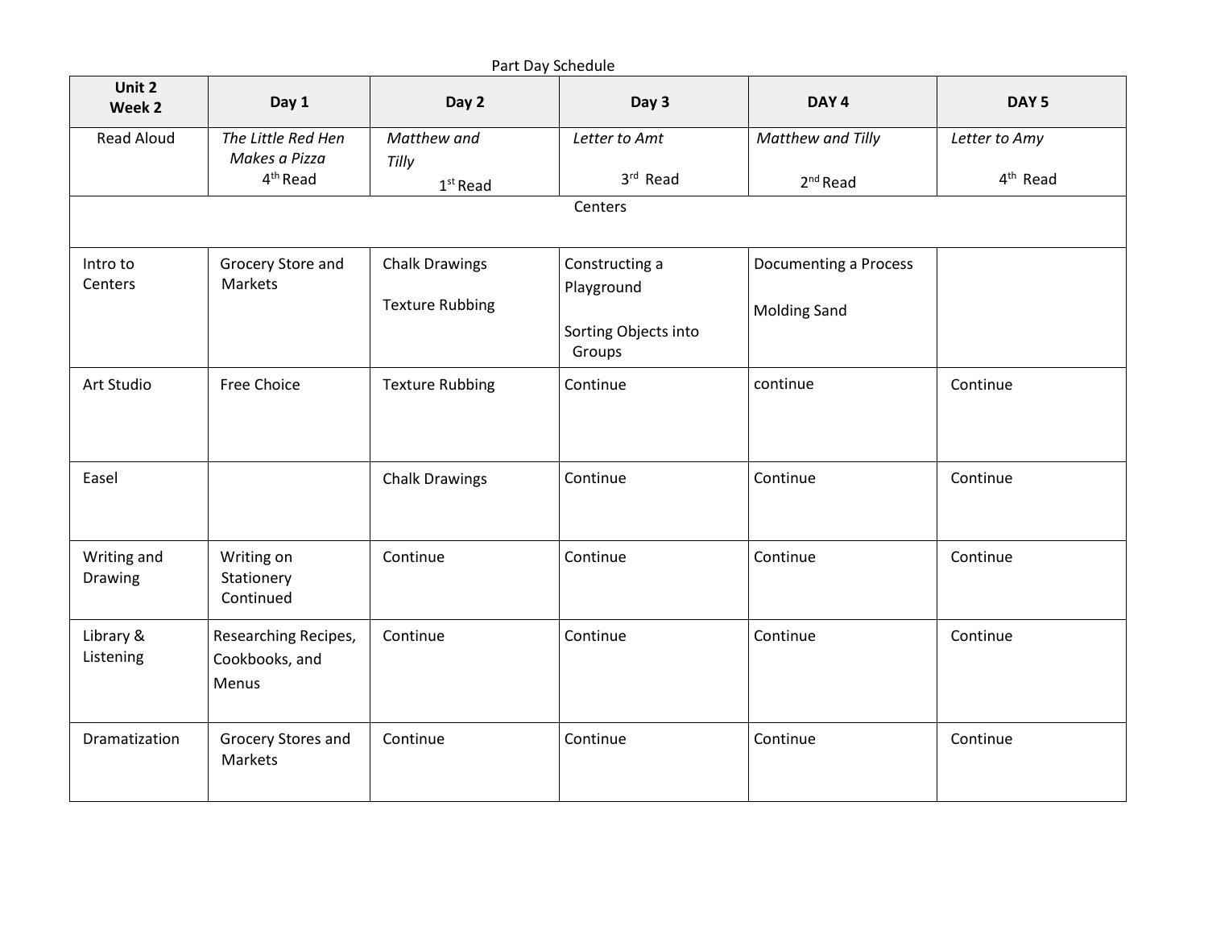Part Day Schedule

| Unit 2 Week 2 | Day 1 | Day 2 | Day 3 | DAY 4 | DAY 5 |
|---|---|---|---|---|---|
| Read Aloud | *The Little Red Hen Makes a Pizza* 4th Read | *Matthew and Tilly* 1st Read | *Letter to Amt* 3rd Read | *Matthew and Tilly* 2nd Read | *Letter to Amy* 4th Read |
| Centers | | | | | |
| Intro to Centers | Grocery Store and Markets | Chalk Drawings<br><br>Texture Rubbing | Constructing a Playground<br><br>Sorting Objects into Groups | Documenting a Process<br><br>Molding Sand | |
| Art Studio | Free Choice | Texture Rubbing | Continue | continue | Continue |
| Easel | | Chalk Drawings | Continue | Continue | Continue |
| Writing and Drawing | Writing on Stationery Continued | Continue | Continue | Continue | Continue |
| Library & Listening | Researching Recipes, Cookbooks, and Menus | Continue | Continue | Continue | Continue |
| Dramatization | Grocery Stores and Markets | Continue | Continue | Continue | Continue |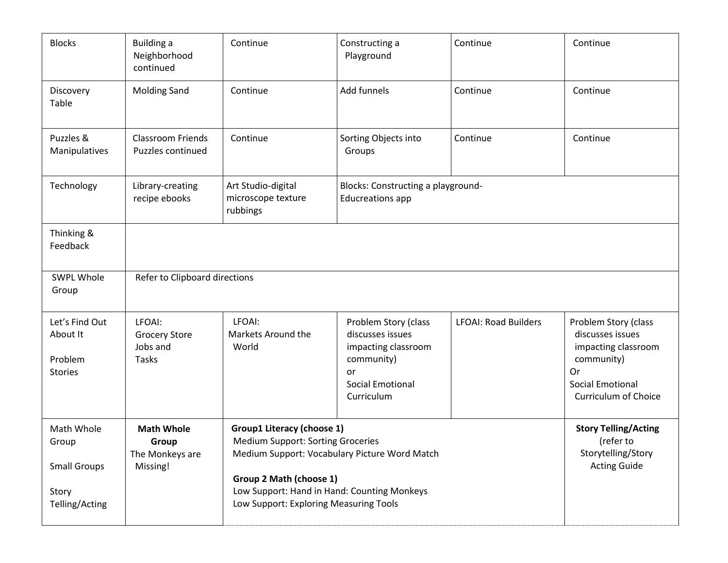| Blocks | Building a Neighborhood continued | Continue | Constructing a Playground | Continue | Continue |
|---|---|---|---|---|---|
| Discovery Table | Molding Sand | Continue | Add funnels | Continue | Continue |
| Puzzles & Manipulatives | Classroom Friends Puzzles continued | Continue | Sorting Objects into Groups | Continue | Continue |
| Technology | Library-creating recipe ebooks | Art Studio-digital microscope texture rubbings | Blocks: Constructing a playground- Educreations app | | |
| Thinking & Feedback | | | | | |
| SWPL Whole Group | Refer to Clipboard directions | | | | |
| Let's Find Out About It<br><br>Problem Stories | LFOAI: Grocery Store Jobs and Tasks | LFOAI: Markets Around the World | Problem Story (class discusses issues impacting classroom community)<br>or<br>Social Emotional Curriculum | LFOAI: Road Builders | Problem Story (class discusses issues impacting classroom community)<br>Or<br>Social Emotional Curriculum of Choice |
| Math Whole Group<br><br>Small Groups<br><br>Story Telling/Acting | **Math Whole Group**<br>The Monkeys are Missing! | **Group1 Literacy (choose 1)**<br>Medium Support: Sorting Groceries<br>Medium Support: Vocabulary Picture Word Match<br><br>**Group 2 Math (choose 1)**<br>Low Support: Hand in Hand: Counting Monkeys<br>Low Support: Exploring Measuring Tools | | | **Story Telling/Acting**<br>(refer to Storytelling/Story Acting Guide |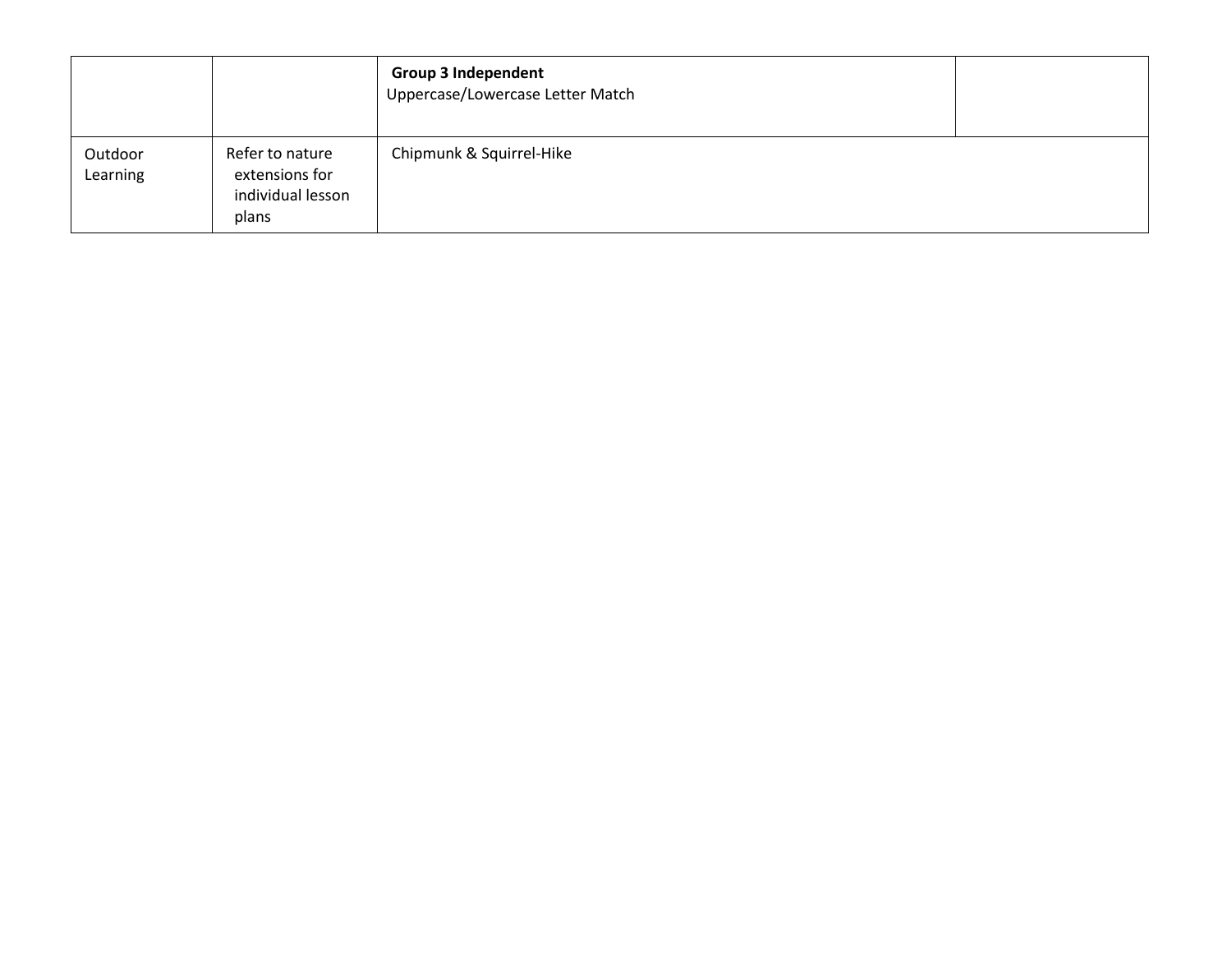| | | | |
|---|---|---|---|
| | | **Group 3 Independent**<br>Uppercase/Lowercase Letter Match | |
| Outdoor Learning | Refer to nature extensions for individual lesson plans | Chipmunk & Squirrel-Hike | |